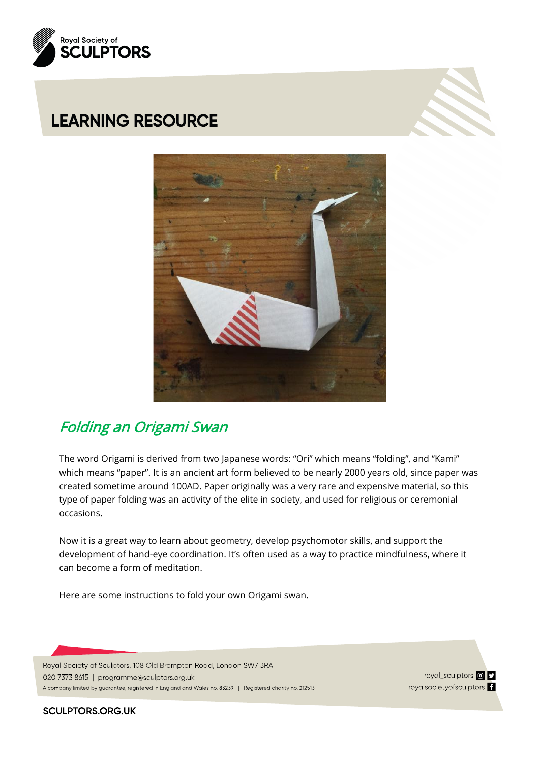Royal Society of
SCULPTORS

# LEARNING RESOURCE

## *Folding an Origami Swan*

The word Origami is derived from two Japanese words: "Ori" which means "folding", and "Kami" which means "paper". It is an ancient art form believed to be nearly 2000 years old, since paper was created sometime around 100AD. Paper originally was a very rare and expensive material, so this type of paper folding was an activity of the elite in society, and used for religious or ceremonial occasions.

Now it is a great way to learn about geometry, develop psychomotor skills, and support the development of hand-eye coordination. It's often used as a way to practice mindfulness, where it can become a form of meditation.

Here are some instructions to fold your own Origami swan.

Royal Society of Sculptors, 108 Old Brompton Road, London SW7 3RA
020 7373 8615 | programme@sculptors.org.uk
A company limited by guarantee, registered in England and Wales no. 83239 | Registered charity no. 212513

royal_sculptors
royalsocietyofsculptors

SCULPTORS.ORG.UK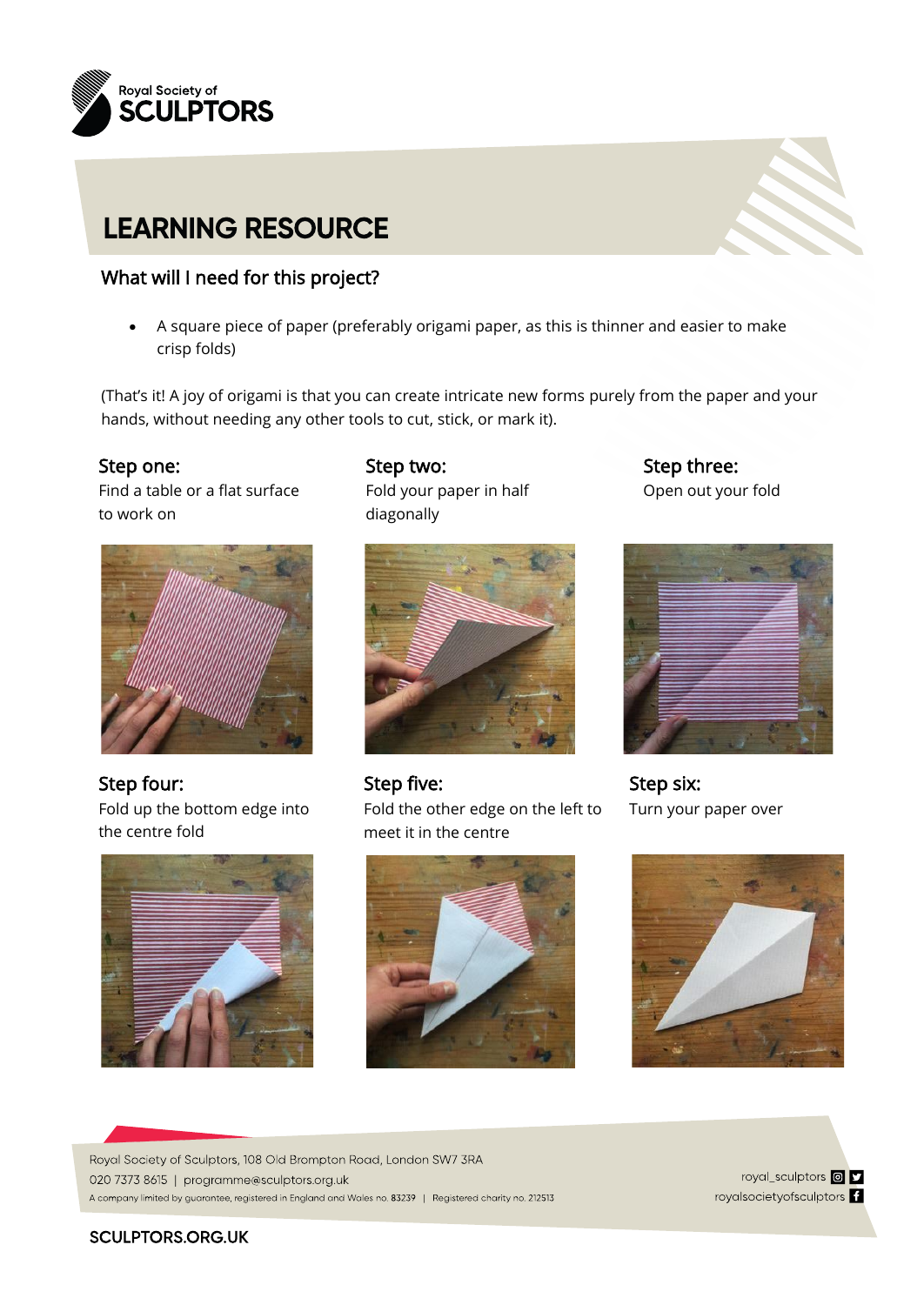# LEARNING RESOURCE

## What will I need for this project?

- A square piece of paper (preferably origami paper, as this is thinner and easier to make crisp folds)

(That's it! A joy of origami is that you can create intricate new forms purely from the paper and your hands, without needing any other tools to cut, stick, or mark it).

### Step one:
Find a table or a flat surface to work on

### Step two:
Fold your paper in half diagonally

### Step three:
Open out your fold

### Step four:
Fold up the bottom edge into the centre fold

### Step five:
Fold the other edge on the left to meet it in the centre

### Step six:
Turn your paper over

Royal Society of Sculptors, 108 Old Brompton Road, London SW7 3RA
020 7373 8615 | programme@sculptors.org.uk
A company limited by guarantee, registered in England and Wales no. 83239 | Registered charity no. 212513

royal_sculptors
royalsocietyofsculptors

SCULPTORS.ORG.UK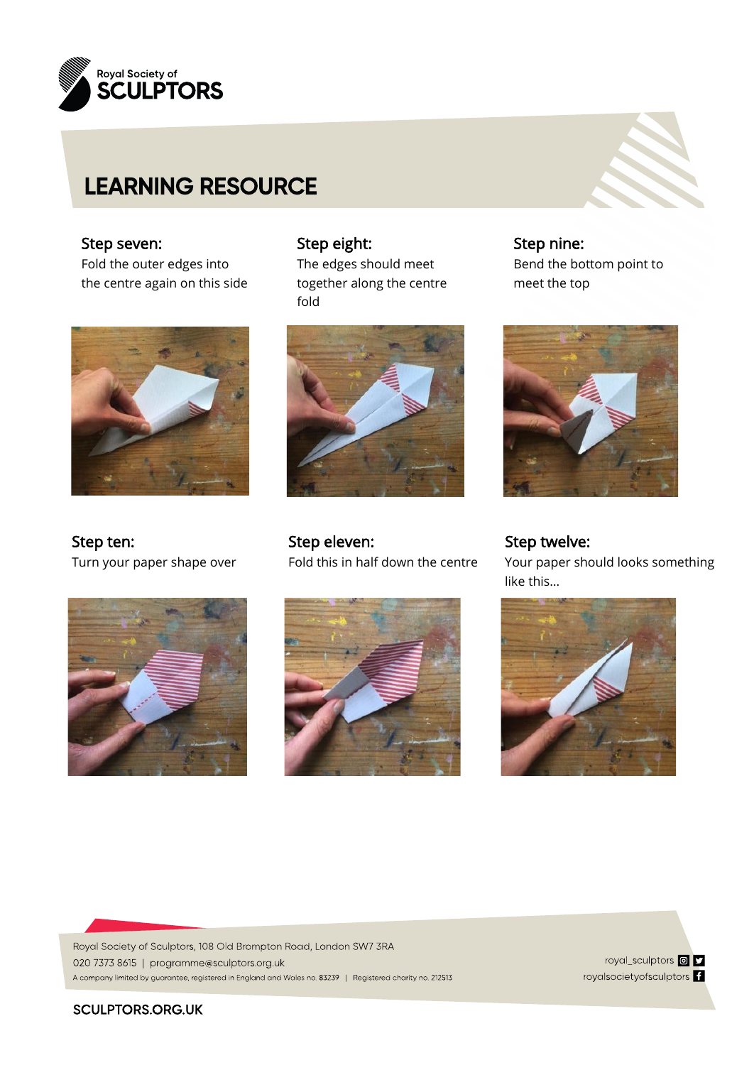Royal Society of
SCULPTORS

# LEARNING RESOURCE

### Step seven:

Fold the outer edges into the centre again on this side

### Step eight:

The edges should meet together along the centre fold

### Step nine:

Bend the bottom point to meet the top

### Step ten:

Turn your paper shape over

### Step eleven:

Fold this in half down the centre

### Step twelve:

Your paper should looks something like this...

Royal Society of Sculptors, 108 Old Brompton Road, London SW7 3RA
020 7373 8615 | programme@sculptors.org.uk
A company limited by guarantee, registered in England and Wales no. 83239 | Registered charity no. 212513

royal_sculptors
royalsocietyofsculptors

SCULPTORS.ORG.UK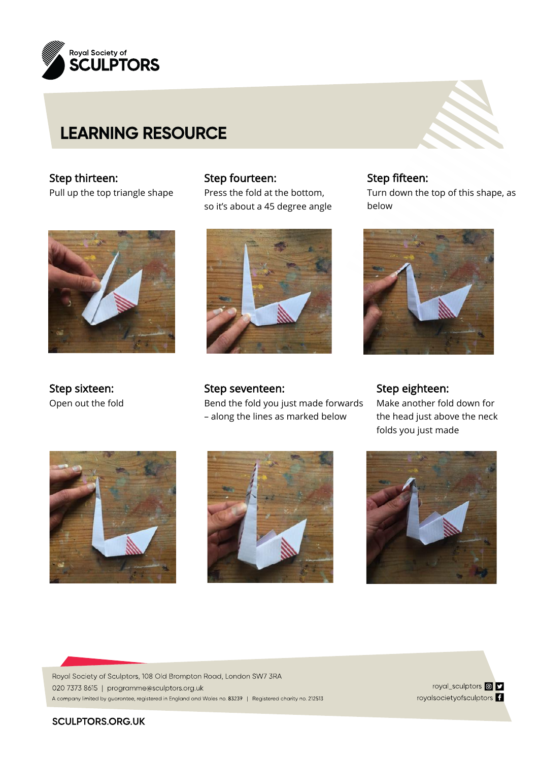# LEARNING RESOURCE

### Step thirteen:

Pull up the top triangle shape

### Step fourteen:

Press the fold at the bottom, so it's about a 45 degree angle

### Step fifteen:

Turn down the top of this shape, as below

### Step sixteen:

Open out the fold

### Step seventeen:

Bend the fold you just made forwards – along the lines as marked below

### Step eighteen:

Make another fold down for the head just above the neck folds you just made

Royal Society of Sculptors, 108 Old Brompton Road, London SW7 3RA
020 7373 8615 | programme@sculptors.org.uk
A company limited by guarantee, registered in England and Wales no. 83239 | Registered charity no. 212513

royal_sculptors
royalsocietyofsculptors

SCULPTORS.ORG.UK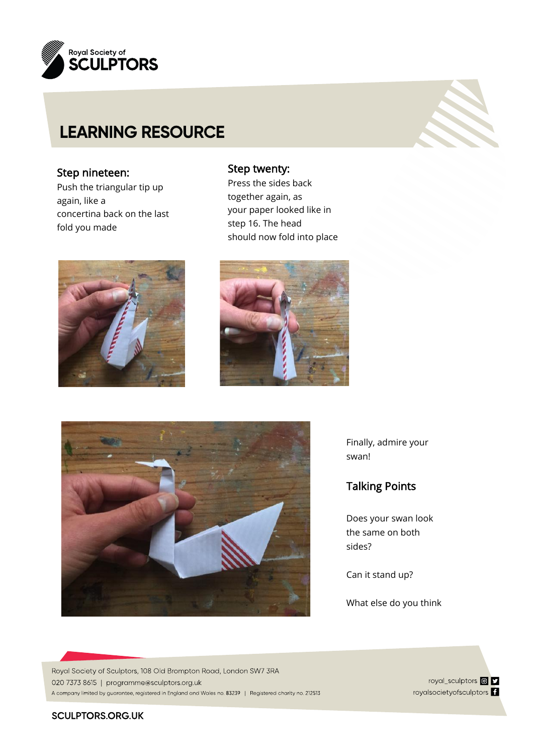# LEARNING RESOURCE

### Step nineteen:

Push the triangular tip up again, like a concertina back on the last fold you made

### Step twenty:

Press the sides back together again, as your paper looked like in step 16. The head should now fold into place

Finally, admire your swan!

### Talking Points

Does your swan look the same on both sides?

Can it stand up?

What else do you think